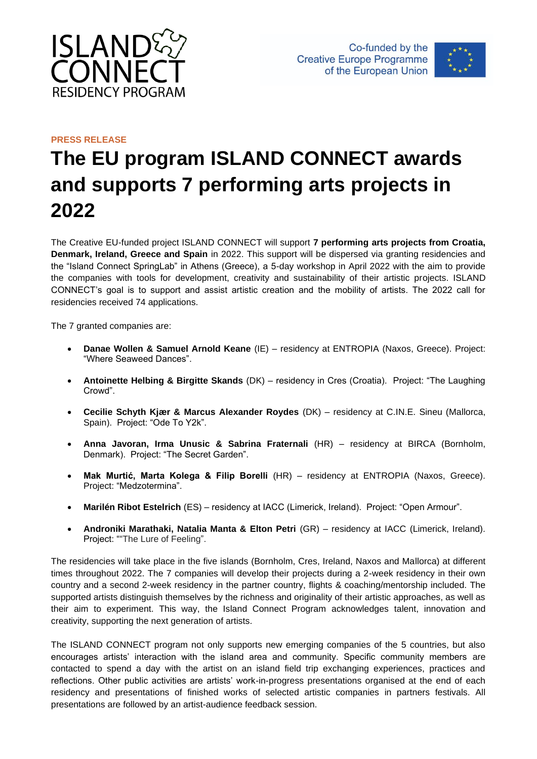ISLAND CONNECT
RESIDENCY PROGRAM

Co-funded by the Creative Europe Programme of the European Union

**PRESS RELEASE**

# The EU program ISLAND CONNECT awards and supports 7 performing arts projects in 2022

The Creative EU-funded project ISLAND CONNECT will support **7 performing arts projects from Croatia, Denmark, Ireland, Greece and Spain** in 2022. This support will be dispersed via granting residencies and the "Island Connect SpringLab" in Athens (Greece), a 5-day workshop in April 2022 with the aim to provide the companies with tools for development, creativity and sustainability of their artistic projects. ISLAND CONNECT's goal is to support and assist artistic creation and the mobility of artists. The 2022 call for residencies received 74 applications.

The 7 granted companies are:

- **Danae Wollen & Samuel Arnold Keane** (IE) – residency at ENTROPIA (Naxos, Greece). Project: "Where Seaweed Dances".
- **Antoinette Helbing & Birgitte Skands** (DK) – residency in Cres (Croatia). Project: "The Laughing Crowd".
- **Cecilie Schyth Kjær & Marcus Alexander Roydes** (DK) – residency at C.IN.E. Sineu (Mallorca, Spain). Project: "Ode To Y2k".
- **Anna Javoran, Irma Unusic & Sabrina Fraternali** (HR) – residency at BIRCA (Bornholm, Denmark). Project: "The Secret Garden".
- **Mak Murtić, Marta Kolega & Filip Borelli** (HR) – residency at ENTROPIA (Naxos, Greece). Project: "Medzotermina".
- **Marilén Ribot Estelrich** (ES) – residency at IACC (Limerick, Ireland). Project: "Open Armour".
- **Androniki Marathaki, Natalia Manta & Elton Petri** (GR) – residency at IACC (Limerick, Ireland). Project: ""The Lure of Feeling".

The residencies will take place in the five islands (Bornholm, Cres, Ireland, Naxos and Mallorca) at different times throughout 2022. The 7 companies will develop their projects during a 2-week residency in their own country and a second 2-week residency in the partner country, flights & coaching/mentorship included. The supported artists distinguish themselves by the richness and originality of their artistic approaches, as well as their aim to experiment. This way, the Island Connect Program acknowledges talent, innovation and creativity, supporting the next generation of artists.

The ISLAND CONNECT program not only supports new emerging companies of the 5 countries, but also encourages artists' interaction with the island area and community. Specific community members are contacted to spend a day with the artist on an island field trip exchanging experiences, practices and reflections. Other public activities are artists' work-in-progress presentations organised at the end of each residency and presentations of finished works of selected artistic companies in partners festivals. All presentations are followed by an artist-audience feedback session.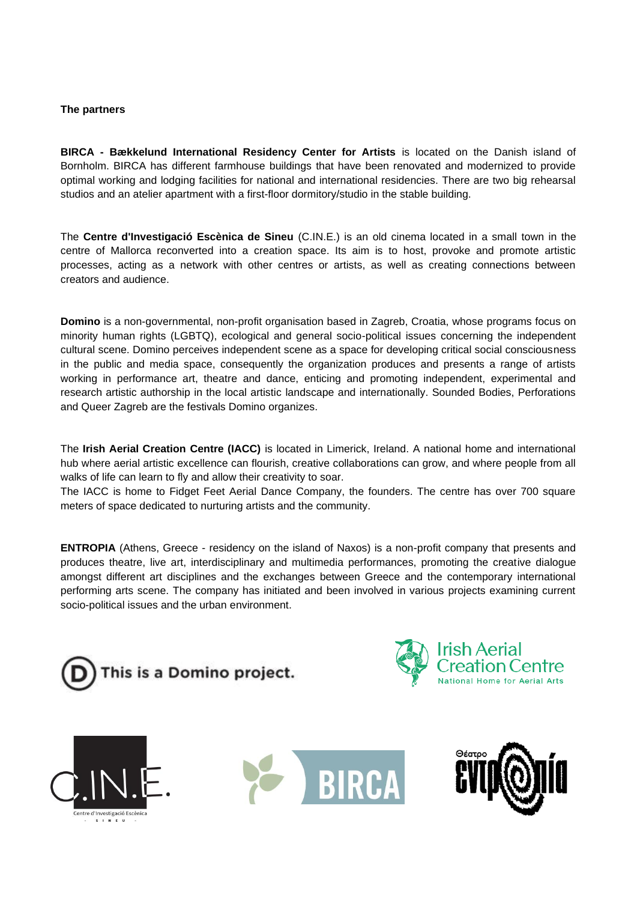**The partners**

**BIRCA - Bækkelund International Residency Center for Artists** is located on the Danish island of Bornholm. BIRCA has different farmhouse buildings that have been renovated and modernized to provide optimal working and lodging facilities for national and international residencies. There are two big rehearsal studios and an atelier apartment with a first-floor dormitory/studio in the stable building.

The **Centre d'Investigació Escènica de Sineu** (C.IN.E.) is an old cinema located in a small town in the centre of Mallorca reconverted into a creation space. Its aim is to host, provoke and promote artistic processes, acting as a network with other centres or artists, as well as creating connections between creators and audience.

**Domino** is a non-governmental, non-profit organisation based in Zagreb, Croatia, whose programs focus on minority human rights (LGBTQ), ecological and general socio-political issues concerning the independent cultural scene. Domino perceives independent scene as a space for developing critical social consciousness in the public and media space, consequently the organization produces and presents a range of artists working in performance art, theatre and dance, enticing and promoting independent, experimental and research artistic authorship in the local artistic landscape and internationally. Sounded Bodies, Perforations and Queer Zagreb are the festivals Domino organizes.

The **Irish Aerial Creation Centre (IACC)** is located in Limerick, Ireland. A national home and international hub where aerial artistic excellence can flourish, creative collaborations can grow, and where people from all walks of life can learn to fly and allow their creativity to soar.
The IACC is home to Fidget Feet Aerial Dance Company, the founders. The centre has over 700 square meters of space dedicated to nurturing artists and the community.

**ENTROPIA** (Athens, Greece - residency on the island of Naxos) is a non-profit company that presents and produces theatre, live art, interdisciplinary and multimedia performances, promoting the creative dialogue amongst different art disciplines and the exchanges between Greece and the contemporary international performing arts scene. The company has initiated and been involved in various projects examining current socio-political issues and the urban environment.

This is a Domino project.

Irish Aerial Creation Centre
National Home for Aerial Arts

C.IN.E.
Centre d'Investigació Escènica
SINEU

BIRCA

Θέατρο
Εντροπία